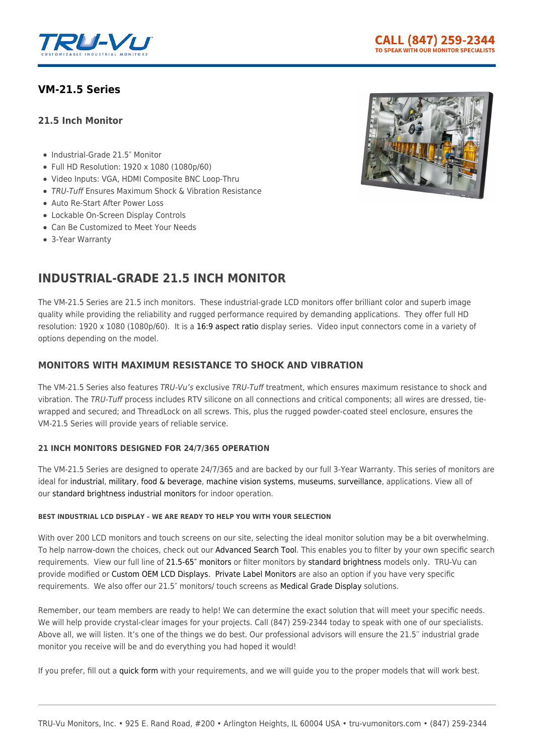CALL (847) 259-2344
TO SPEAK WITH OUR MONITOR SPECIALISTS

# VM-21.5 Series

### 21.5 Inch Monitor

- Industrial-Grade 21.5″ Monitor
- Full HD Resolution: 1920 x 1080 (1080p/60)
- Video Inputs: VGA, HDMI Composite BNC Loop-Thru
- *TRU-Tuff* Ensures Maximum Shock & Vibration Resistance
- Auto Re-Start After Power Loss
- Lockable On-Screen Display Controls
- Can Be Customized to Meet Your Needs
- 3-Year Warranty

## INDUSTRIAL-GRADE 21.5 INCH MONITOR

The VM-21.5 Series are 21.5 inch monitors. These industrial-grade LCD monitors offer brilliant color and superb image quality while providing the reliability and rugged performance required by demanding applications. They offer full HD resolution: 1920 x 1080 (1080p/60). It is a 16:9 aspect ratio display series. Video input connectors come in a variety of options depending on the model.

### MONITORS WITH MAXIMUM RESISTANCE TO SHOCK AND VIBRATION

The VM-21.5 Series also features *TRU-Vu's* exclusive *TRU-Tuff* treatment, which ensures maximum resistance to shock and vibration. The *TRU-Tuff* process includes RTV silicone on all connections and critical components; all wires are dressed, tie-wrapped and secured; and ThreadLock on all screws. This, plus the rugged powder-coated steel enclosure, ensures the VM-21.5 Series will provide years of reliable service.

#### 21 INCH MONITORS DESIGNED FOR 24/7/365 OPERATION

The VM-21.5 Series are designed to operate 24/7/365 and are backed by our full 3-Year Warranty. This series of monitors are ideal for industrial, military, food & beverage, machine vision systems, museums, surveillance, applications. View all of our standard brightness industrial monitors for indoor operation.

##### BEST INDUSTRIAL LCD DISPLAY – WE ARE READY TO HELP YOU WITH YOUR SELECTION

With over 200 LCD monitors and touch screens on our site, selecting the ideal monitor solution may be a bit overwhelming. To help narrow-down the choices, check out our Advanced Search Tool. This enables you to filter by your own specific search requirements. View our full line of 21.5-65″ monitors or filter monitors by standard brightness models only. TRU-Vu can provide modified or Custom OEM LCD Displays. Private Label Monitors are also an option if you have very specific requirements. We also offer our 21.5″ monitors/ touch screens as Medical Grade Display solutions.

Remember, our team members are ready to help! We can determine the exact solution that will meet your specific needs. We will help provide crystal-clear images for your projects. Call (847) 259-2344 today to speak with one of our specialists. Above all, we will listen. It's one of the things we do best. Our professional advisors will ensure the 21.5″ industrial grade monitor you receive will be and do everything you had hoped it would!

If you prefer, fill out a quick form with your requirements, and we will guide you to the proper models that will work best.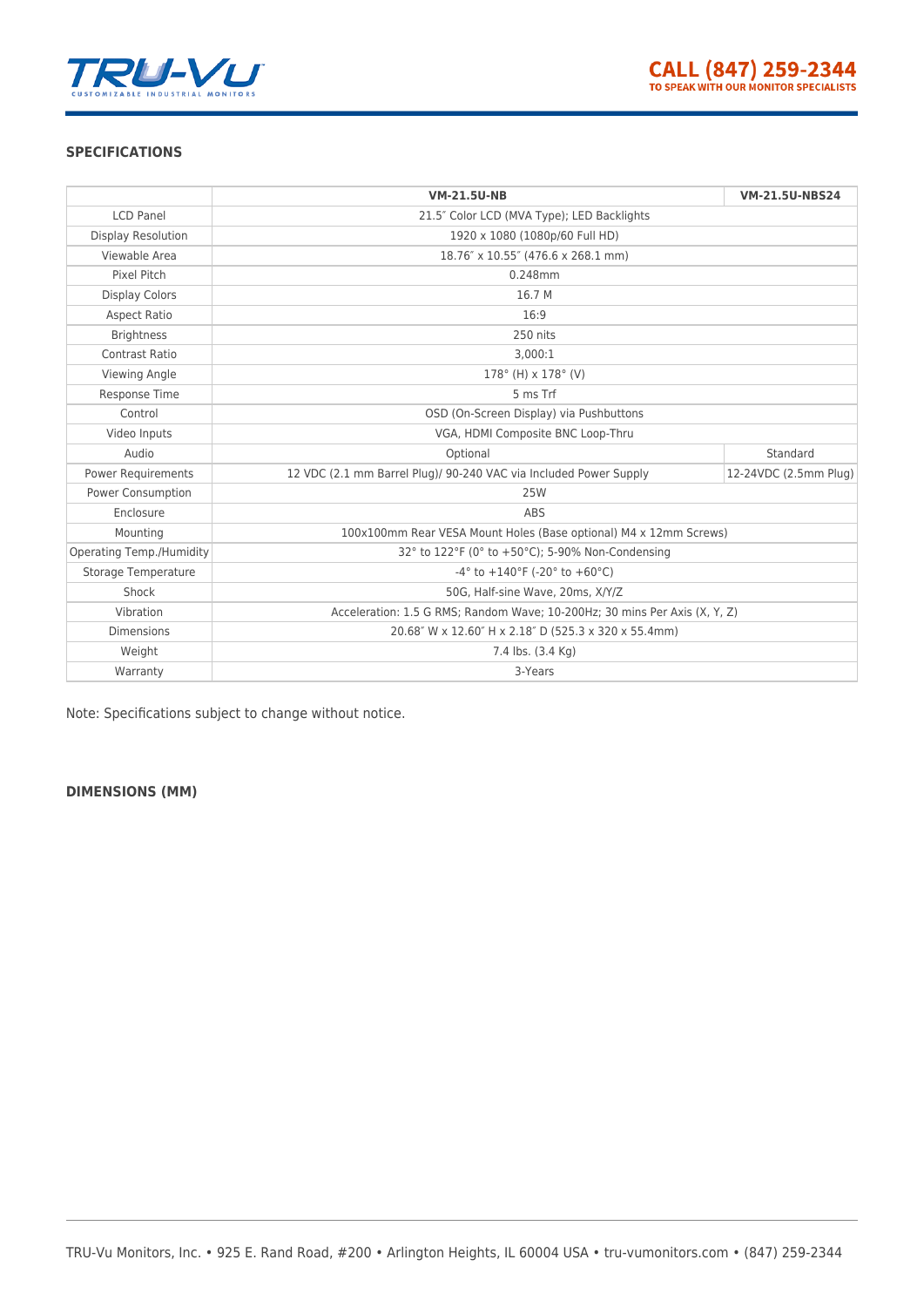## SPECIFICATIONS

| | VM-21.5U-NB | VM-21.5U-NBS24 |
|---|---|---|
| LCD Panel | 21.5″ Color LCD (MVA Type); LED Backlights | |
| Display Resolution | 1920 x 1080 (1080p/60 Full HD) | |
| Viewable Area | 18.76″ x 10.55″ (476.6 x 268.1 mm) | |
| Pixel Pitch | 0.248mm | |
| Display Colors | 16.7 M | |
| Aspect Ratio | 16:9 | |
| Brightness | 250 nits | |
| Contrast Ratio | 3,000:1 | |
| Viewing Angle | 178° (H) x 178° (V) | |
| Response Time | 5 ms Trf | |
| Control | OSD (On-Screen Display) via Pushbuttons | |
| Video Inputs | VGA, HDMI Composite BNC Loop-Thru | |
| Audio | Optional | Standard |
| Power Requirements | 12 VDC (2.1 mm Barrel Plug)/ 90-240 VAC via Included Power Supply | 12-24VDC (2.5mm Plug) |
| Power Consumption | 25W | |
| Enclosure | ABS | |
| Mounting | 100x100mm Rear VESA Mount Holes (Base optional) M4 x 12mm Screws) | |
| Operating Temp./Humidity | 32° to 122°F (0° to +50°C); 5-90% Non-Condensing | |
| Storage Temperature | -4° to +140°F (-20° to +60°C) | |
| Shock | 50G, Half-sine Wave, 20ms, X/Y/Z | |
| Vibration | Acceleration: 1.5 G RMS; Random Wave; 10-200Hz; 30 mins Per Axis (X, Y, Z) | |
| Dimensions | 20.68″ W x 12.60″ H x 2.18″ D (525.3 x 320 x 55.4mm) | |
| Weight | 7.4 lbs. (3.4 Kg) | |
| Warranty | 3-Years | |

Note: Specifications subject to change without notice.

## DIMENSIONS (MM)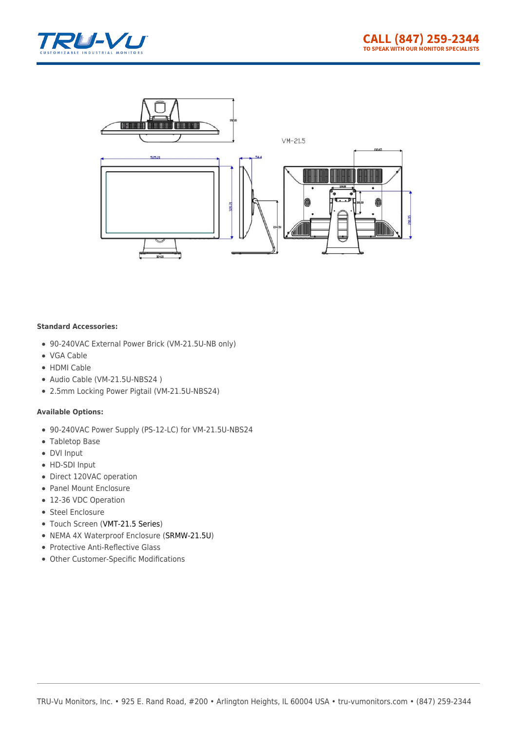**Standard Accessories:**

- 90-240VAC External Power Brick (VM-21.5U-NB only)
- VGA Cable
- HDMI Cable
- Audio Cable (VM-21.5U-NBS24 )
- 2.5mm Locking Power Pigtail (VM-21.5U-NBS24)

**Available Options:**

- 90-240VAC Power Supply (PS-12-LC) for VM-21.5U-NBS24
- Tabletop Base
- DVI Input
- HD-SDI Input
- Direct 120VAC operation
- Panel Mount Enclosure
- 12-36 VDC Operation
- Steel Enclosure
- Touch Screen (VMT-21.5 Series)
- NEMA 4X Waterproof Enclosure (SRMW-21.5U)
- Protective Anti-Reflective Glass
- Other Customer-Specific Modifications